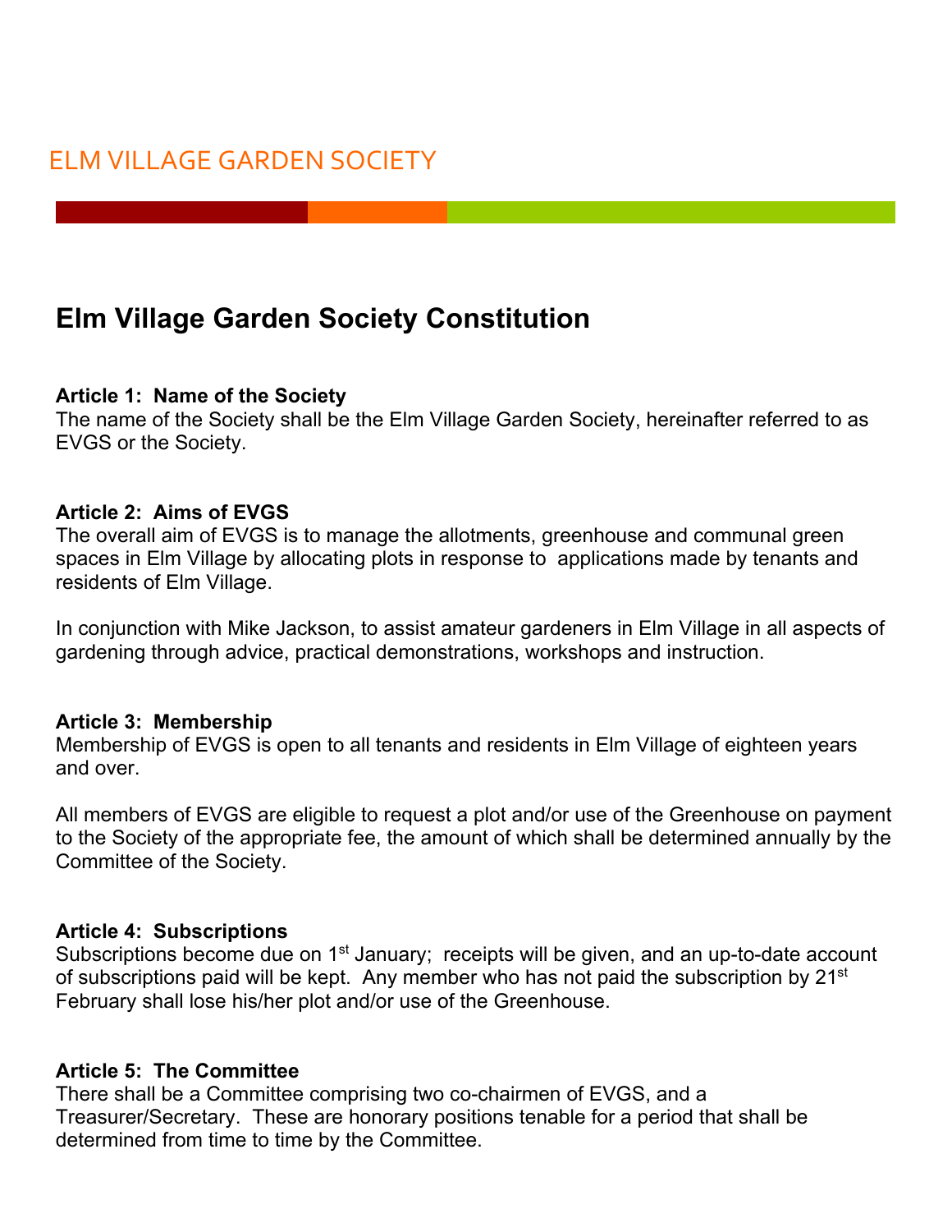ELM VILLAGE GARDEN SOCIETY

# Elm Village Garden Society Constitution

**Article 1: Name of the Society**
The name of the Society shall be the Elm Village Garden Society, hereinafter referred to as EVGS or the Society.

**Article 2: Aims of EVGS**
The overall aim of EVGS is to manage the allotments, greenhouse and communal green spaces in Elm Village by allocating plots in response to applications made by tenants and residents of Elm Village.

In conjunction with Mike Jackson, to assist amateur gardeners in Elm Village in all aspects of gardening through advice, practical demonstrations, workshops and instruction.

**Article 3: Membership**
Membership of EVGS is open to all tenants and residents in Elm Village of eighteen years and over.

All members of EVGS are eligible to request a plot and/or use of the Greenhouse on payment to the Society of the appropriate fee, the amount of which shall be determined annually by the Committee of the Society.

**Article 4: Subscriptions**
Subscriptions become due on 1st January; receipts will be given, and an up-to-date account of subscriptions paid will be kept. Any member who has not paid the subscription by 21st February shall lose his/her plot and/or use of the Greenhouse.

**Article 5: The Committee**
There shall be a Committee comprising two co-chairmen of EVGS, and a Treasurer/Secretary. These are honorary positions tenable for a period that shall be determined from time to time by the Committee.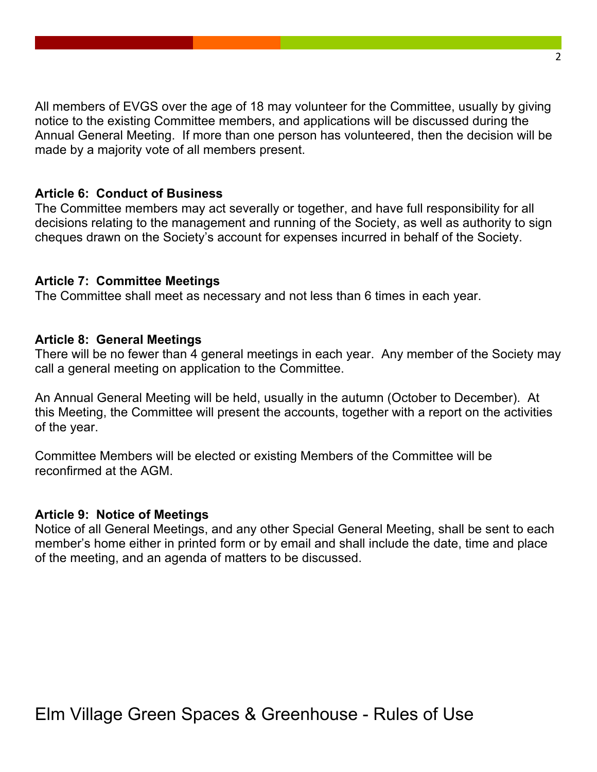All members of EVGS over the age of 18 may volunteer for the Committee, usually by giving notice to the existing Committee members, and applications will be discussed during the Annual General Meeting. If more than one person has volunteered, then the decision will be made by a majority vote of all members present.

**Article 6: Conduct of Business**
The Committee members may act severally or together, and have full responsibility for all decisions relating to the management and running of the Society, as well as authority to sign cheques drawn on the Society's account for expenses incurred in behalf of the Society.

**Article 7: Committee Meetings**
The Committee shall meet as necessary and not less than 6 times in each year.

**Article 8: General Meetings**
There will be no fewer than 4 general meetings in each year. Any member of the Society may call a general meeting on application to the Committee.

An Annual General Meeting will be held, usually in the autumn (October to December). At this Meeting, the Committee will present the accounts, together with a report on the activities of the year.

Committee Members will be elected or existing Members of the Committee will be reconfirmed at the AGM.

**Article 9: Notice of Meetings**
Notice of all General Meetings, and any other Special General Meeting, shall be sent to each member's home either in printed form or by email and shall include the date, time and place of the meeting, and an agenda of matters to be discussed.

# Elm Village Green Spaces & Greenhouse - Rules of Use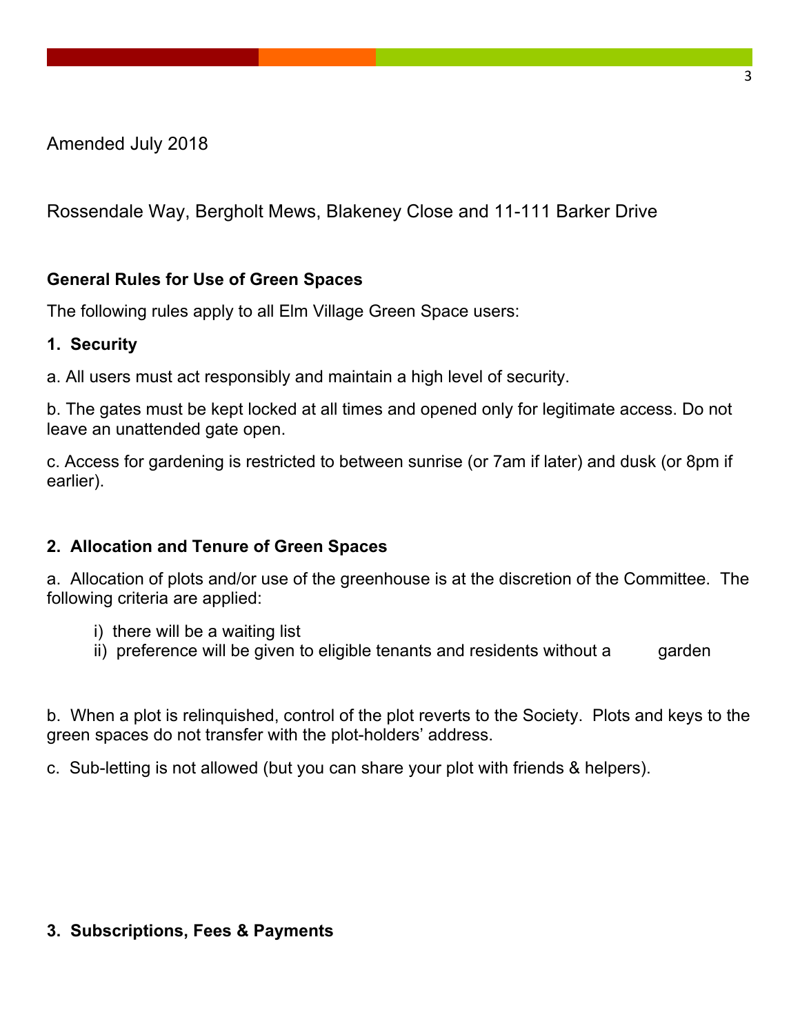Amended July 2018

Rossendale Way, Bergholt Mews, Blakeney Close and 11-111 Barker Drive

**General Rules for Use of Green Spaces**

The following rules apply to all Elm Village Green Space users:

**1. Security**

a. All users must act responsibly and maintain a high level of security.

b. The gates must be kept locked at all times and opened only for legitimate access. Do not leave an unattended gate open.

c. Access for gardening is restricted to between sunrise (or 7am if later) and dusk (or 8pm if earlier).

**2. Allocation and Tenure of Green Spaces**

a. Allocation of plots and/or use of the greenhouse is at the discretion of the Committee. The following criteria are applied:

- i) there will be a waiting list
- ii) preference will be given to eligible tenants and residents without a garden

b. When a plot is relinquished, control of the plot reverts to the Society. Plots and keys to the green spaces do not transfer with the plot-holders' address.

c. Sub-letting is not allowed (but you can share your plot with friends & helpers).

**3. Subscriptions, Fees & Payments**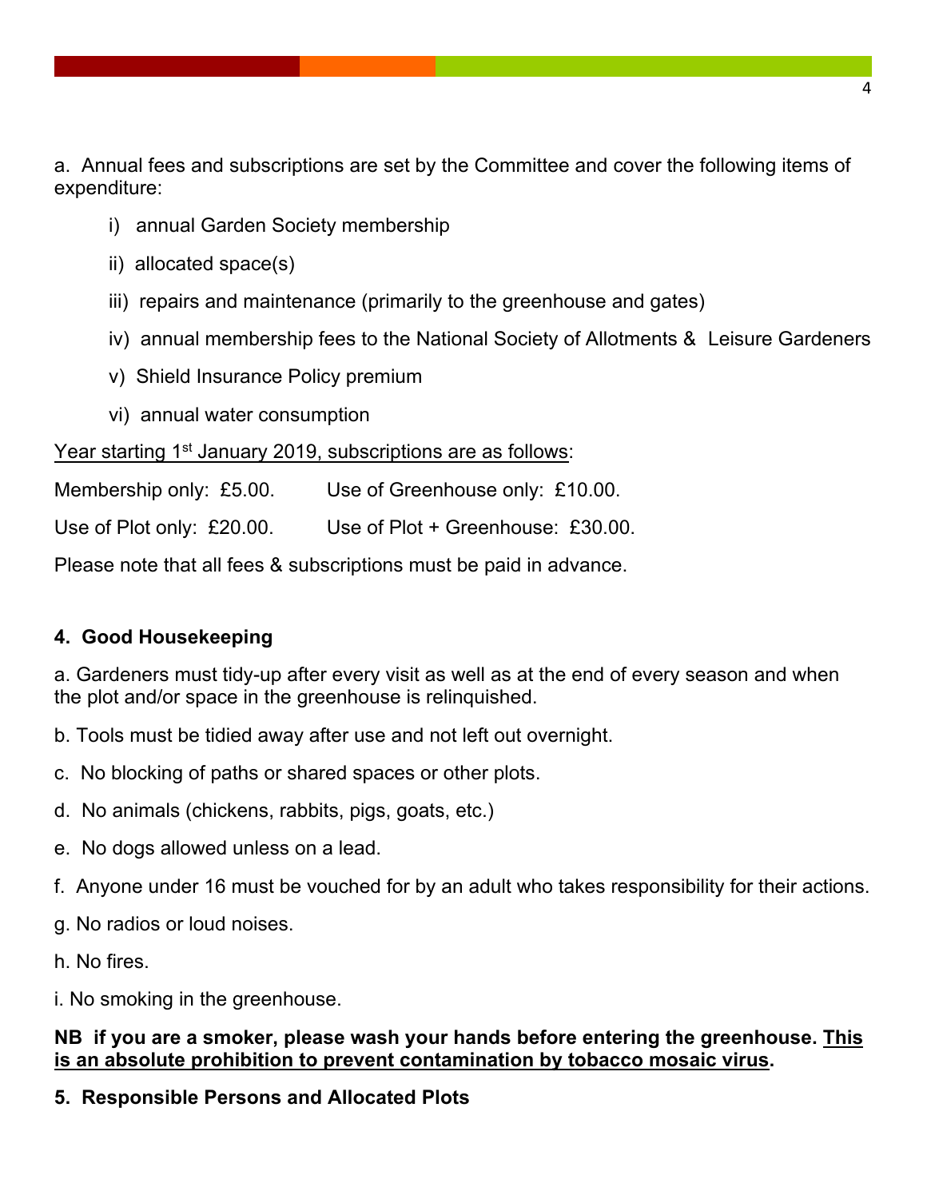a. Annual fees and subscriptions are set by the Committee and cover the following items of expenditure:

i) annual Garden Society membership

ii) allocated space(s)

iii) repairs and maintenance (primarily to the greenhouse and gates)

iv) annual membership fees to the National Society of Allotments & Leisure Gardeners

v) Shield Insurance Policy premium

vi) annual water consumption

<u>Year starting 1st January 2019, subscriptions are as follows</u>:

Membership only: £5.00. Use of Greenhouse only: £10.00.

Use of Plot only: £20.00. Use of Plot + Greenhouse: £30.00.

Please note that all fees & subscriptions must be paid in advance.

**4. Good Housekeeping**

a. Gardeners must tidy-up after every visit as well as at the end of every season and when the plot and/or space in the greenhouse is relinquished.

b. Tools must be tidied away after use and not left out overnight.

c. No blocking of paths or shared spaces or other plots.

d. No animals (chickens, rabbits, pigs, goats, etc.)

e. No dogs allowed unless on a lead.

f. Anyone under 16 must be vouched for by an adult who takes responsibility for their actions.

g. No radios or loud noises.

h. No fires.

i. No smoking in the greenhouse.

**NB if you are a smoker, please wash your hands before entering the greenhouse. <u>This is an absolute prohibition to prevent contamination by tobacco mosaic virus</u>.**

**5. Responsible Persons and Allocated Plots**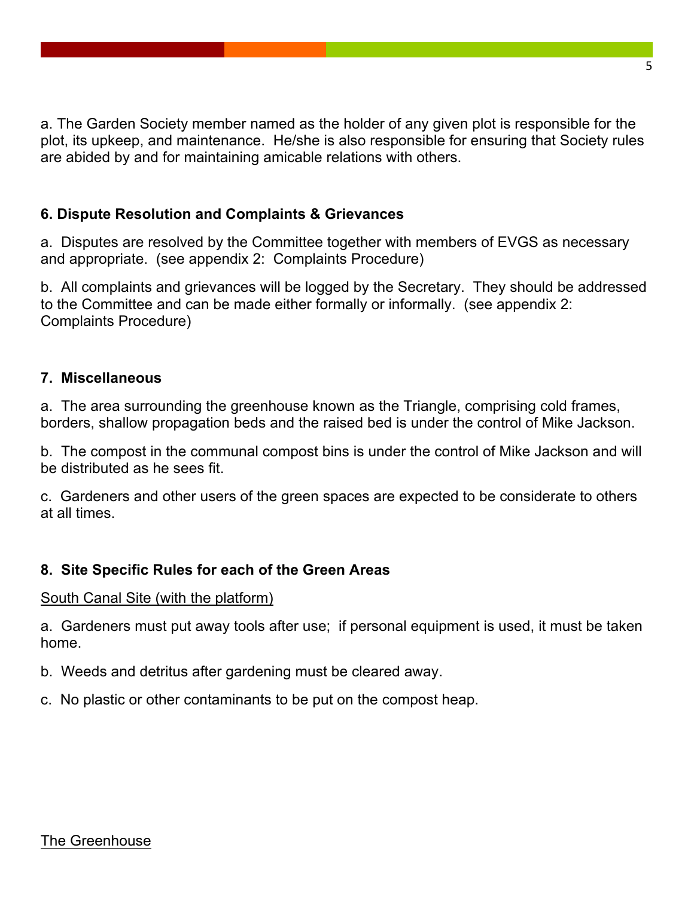a. The Garden Society member named as the holder of any given plot is responsible for the plot, its upkeep, and maintenance. He/she is also responsible for ensuring that Society rules are abided by and for maintaining amicable relations with others.

## 6. Dispute Resolution and Complaints & Grievances

a. Disputes are resolved by the Committee together with members of EVGS as necessary and appropriate. (see appendix 2: Complaints Procedure)

b. All complaints and grievances will be logged by the Secretary. They should be addressed to the Committee and can be made either formally or informally. (see appendix 2: Complaints Procedure)

## 7. Miscellaneous

a. The area surrounding the greenhouse known as the Triangle, comprising cold frames, borders, shallow propagation beds and the raised bed is under the control of Mike Jackson.

b. The compost in the communal compost bins is under the control of Mike Jackson and will be distributed as he sees fit.

c. Gardeners and other users of the green spaces are expected to be considerate to others at all times.

## 8. Site Specific Rules for each of the Green Areas

<u>South Canal Site (with the platform)</u>

a. Gardeners must put away tools after use; if personal equipment is used, it must be taken home.

b. Weeds and detritus after gardening must be cleared away.

c. No plastic or other contaminants to be put on the compost heap.

<u>The Greenhouse</u>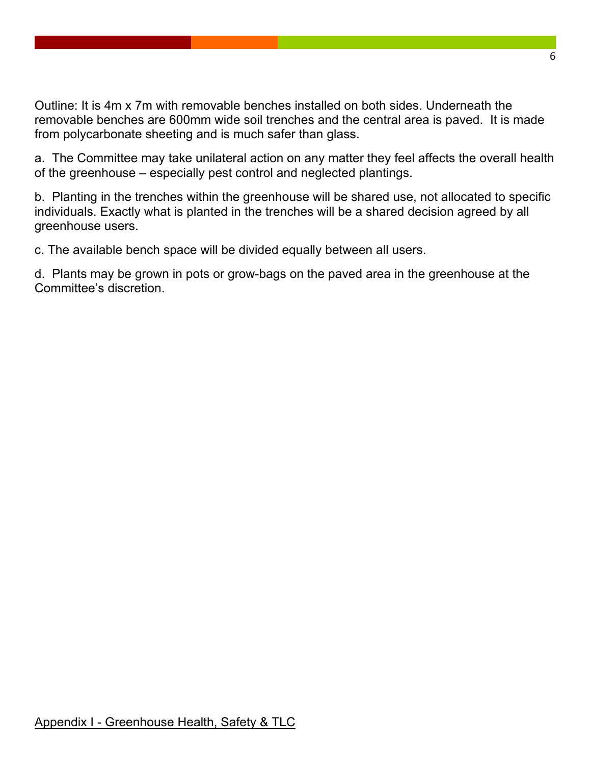Outline: It is 4m x 7m with removable benches installed on both sides. Underneath the removable benches are 600mm wide soil trenches and the central area is paved. It is made from polycarbonate sheeting and is much safer than glass.

a. The Committee may take unilateral action on any matter they feel affects the overall health of the greenhouse – especially pest control and neglected plantings.

b. Planting in the trenches within the greenhouse will be shared use, not allocated to specific individuals. Exactly what is planted in the trenches will be a shared decision agreed by all greenhouse users.

c. The available bench space will be divided equally between all users.

d. Plants may be grown in pots or grow-bags on the paved area in the greenhouse at the Committee's discretion.

<u>Appendix I - Greenhouse Health, Safety & TLC</u>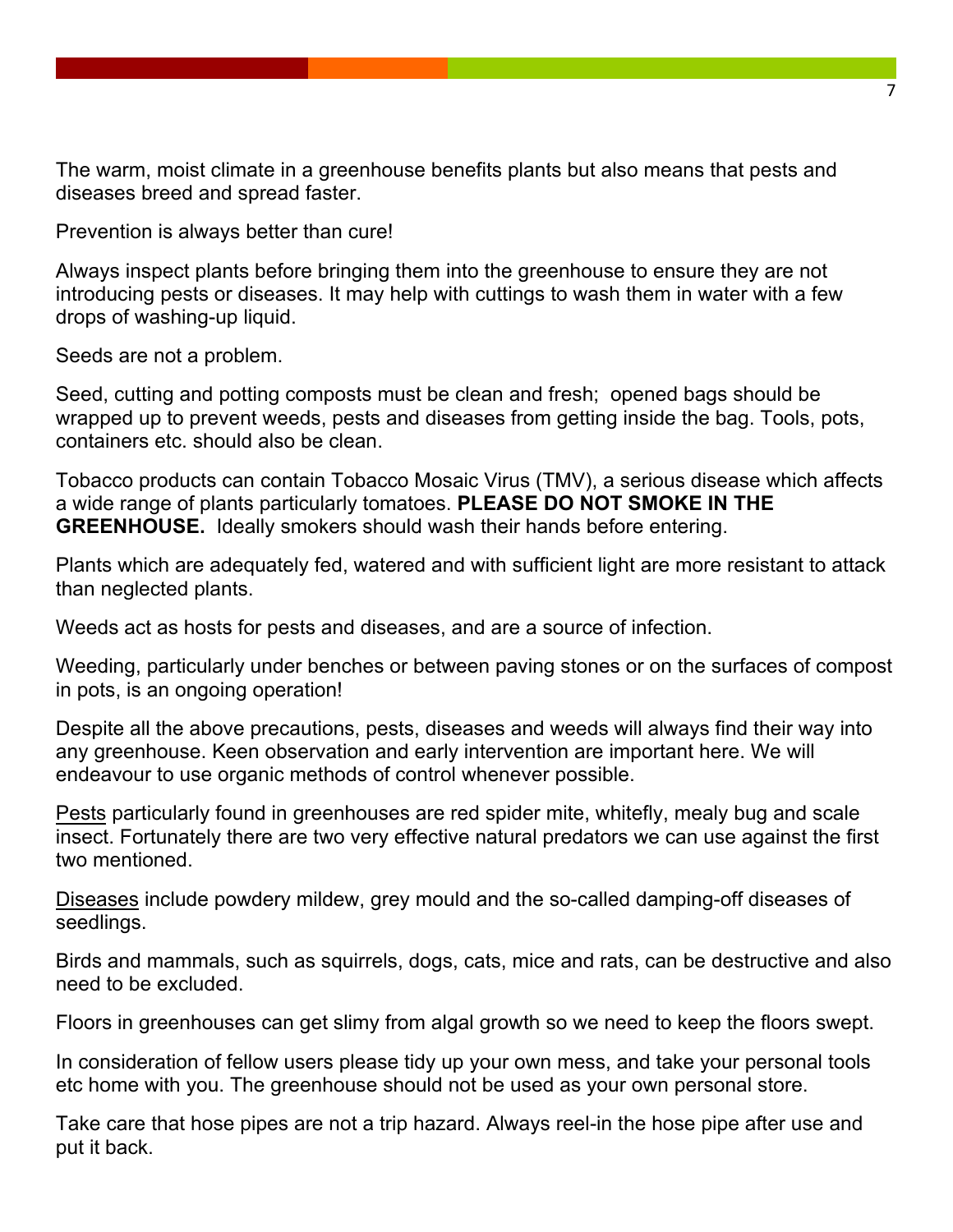The warm, moist climate in a greenhouse benefits plants but also means that pests and diseases breed and spread faster.

Prevention is always better than cure!

Always inspect plants before bringing them into the greenhouse to ensure they are not introducing pests or diseases. It may help with cuttings to wash them in water with a few drops of washing-up liquid.

Seeds are not a problem.

Seed, cutting and potting composts must be clean and fresh; opened bags should be wrapped up to prevent weeds, pests and diseases from getting inside the bag. Tools, pots, containers etc. should also be clean.

Tobacco products can contain Tobacco Mosaic Virus (TMV), a serious disease which affects a wide range of plants particularly tomatoes. **PLEASE DO NOT SMOKE IN THE GREENHOUSE.** Ideally smokers should wash their hands before entering.

Plants which are adequately fed, watered and with sufficient light are more resistant to attack than neglected plants.

Weeds act as hosts for pests and diseases, and are a source of infection.

Weeding, particularly under benches or between paving stones or on the surfaces of compost in pots, is an ongoing operation!

Despite all the above precautions, pests, diseases and weeds will always find their way into any greenhouse. Keen observation and early intervention are important here. We will endeavour to use organic methods of control whenever possible.

<u>Pests</u> particularly found in greenhouses are red spider mite, whitefly, mealy bug and scale insect. Fortunately there are two very effective natural predators we can use against the first two mentioned.

<u>Diseases</u> include powdery mildew, grey mould and the so-called damping-off diseases of seedlings.

Birds and mammals, such as squirrels, dogs, cats, mice and rats, can be destructive and also need to be excluded.

Floors in greenhouses can get slimy from algal growth so we need to keep the floors swept.

In consideration of fellow users please tidy up your own mess, and take your personal tools etc home with you. The greenhouse should not be used as your own personal store.

Take care that hose pipes are not a trip hazard. Always reel-in the hose pipe after use and put it back.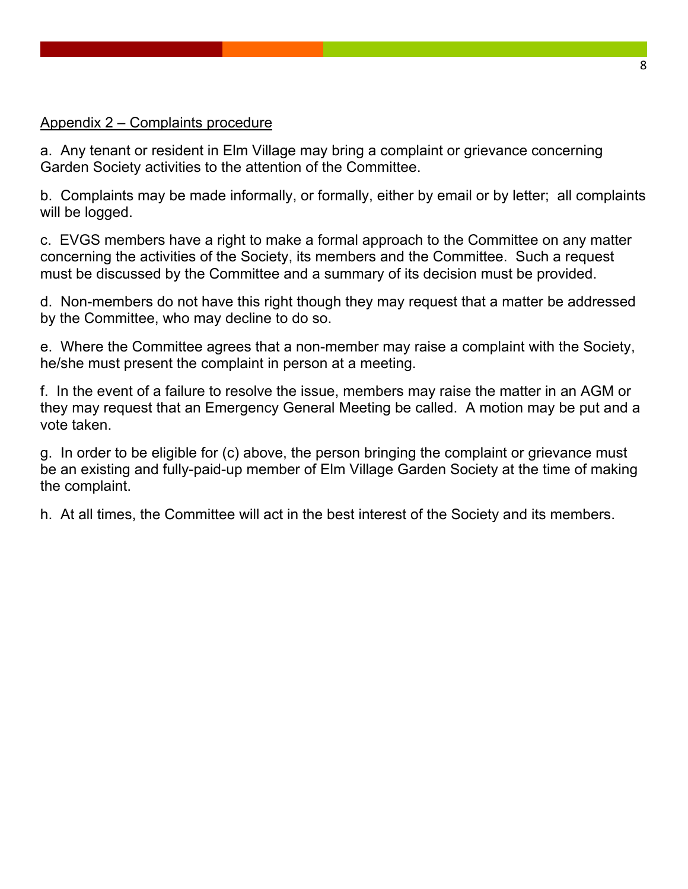## Appendix 2 – Complaints procedure

a. Any tenant or resident in Elm Village may bring a complaint or grievance concerning Garden Society activities to the attention of the Committee.

b. Complaints may be made informally, or formally, either by email or by letter; all complaints will be logged.

c. EVGS members have a right to make a formal approach to the Committee on any matter concerning the activities of the Society, its members and the Committee. Such a request must be discussed by the Committee and a summary of its decision must be provided.

d. Non-members do not have this right though they may request that a matter be addressed by the Committee, who may decline to do so.

e. Where the Committee agrees that a non-member may raise a complaint with the Society, he/she must present the complaint in person at a meeting.

f. In the event of a failure to resolve the issue, members may raise the matter in an AGM or they may request that an Emergency General Meeting be called. A motion may be put and a vote taken.

g. In order to be eligible for (c) above, the person bringing the complaint or grievance must be an existing and fully-paid-up member of Elm Village Garden Society at the time of making the complaint.

h. At all times, the Committee will act in the best interest of the Society and its members.